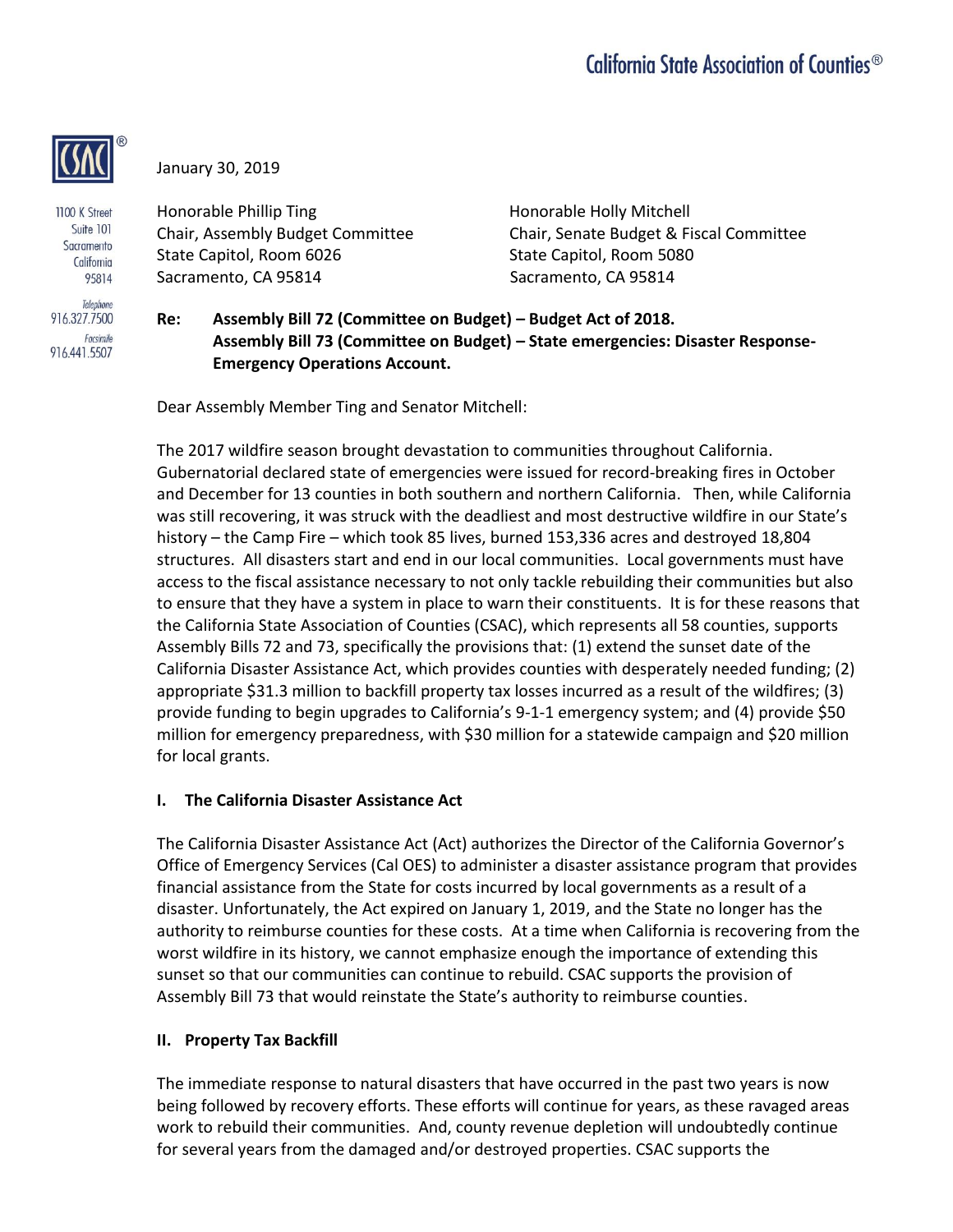California State Association of Counties®

1100 K Street
Suite 101
Sacramento
California
95814

Telephone
916.327.7500

Facsimile
916.441.5507

January 30, 2019

Honorable Phillip Ting
Chair, Assembly Budget Committee
State Capitol, Room 6026
Sacramento, CA 95814

Honorable Holly Mitchell
Chair, Senate Budget & Fiscal Committee
State Capitol, Room 5080
Sacramento, CA 95814

**Re: Assembly Bill 72 (Committee on Budget) – Budget Act of 2018.**
**Assembly Bill 73 (Committee on Budget) – State emergencies: Disaster Response-Emergency Operations Account.**

Dear Assembly Member Ting and Senator Mitchell:

The 2017 wildfire season brought devastation to communities throughout California. Gubernatorial declared state of emergencies were issued for record-breaking fires in October and December for 13 counties in both southern and northern California. Then, while California was still recovering, it was struck with the deadliest and most destructive wildfire in our State's history – the Camp Fire – which took 85 lives, burned 153,336 acres and destroyed 18,804 structures. All disasters start and end in our local communities. Local governments must have access to the fiscal assistance necessary to not only tackle rebuilding their communities but also to ensure that they have a system in place to warn their constituents. It is for these reasons that the California State Association of Counties (CSAC), which represents all 58 counties, supports Assembly Bills 72 and 73, specifically the provisions that: (1) extend the sunset date of the California Disaster Assistance Act, which provides counties with desperately needed funding; (2) appropriate $31.3 million to backfill property tax losses incurred as a result of the wildfires; (3) provide funding to begin upgrades to California's 9-1-1 emergency system; and (4) provide $50 million for emergency preparedness, with $30 million for a statewide campaign and $20 million for local grants.

## I. The California Disaster Assistance Act

The California Disaster Assistance Act (Act) authorizes the Director of the California Governor's Office of Emergency Services (Cal OES) to administer a disaster assistance program that provides financial assistance from the State for costs incurred by local governments as a result of a disaster. Unfortunately, the Act expired on January 1, 2019, and the State no longer has the authority to reimburse counties for these costs. At a time when California is recovering from the worst wildfire in its history, we cannot emphasize enough the importance of extending this sunset so that our communities can continue to rebuild. CSAC supports the provision of Assembly Bill 73 that would reinstate the State's authority to reimburse counties.

## II. Property Tax Backfill

The immediate response to natural disasters that have occurred in the past two years is now being followed by recovery efforts. These efforts will continue for years, as these ravaged areas work to rebuild their communities. And, county revenue depletion will undoubtedly continue for several years from the damaged and/or destroyed properties. CSAC supports the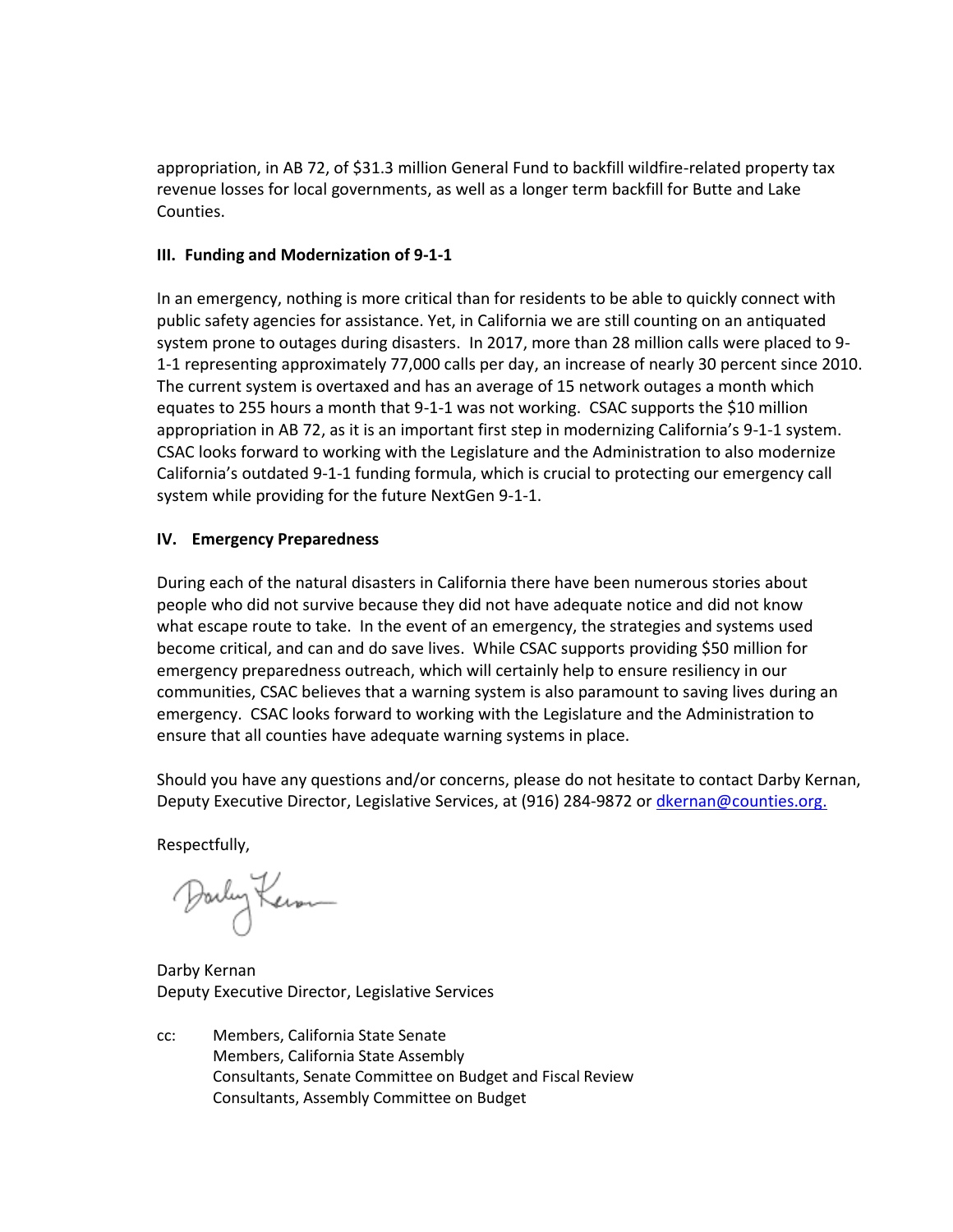appropriation, in AB 72, of $31.3 million General Fund to backfill wildfire-related property tax revenue losses for local governments, as well as a longer term backfill for Butte and Lake Counties.

**III. Funding and Modernization of 9-1-1**

In an emergency, nothing is more critical than for residents to be able to quickly connect with public safety agencies for assistance. Yet, in California we are still counting on an antiquated system prone to outages during disasters. In 2017, more than 28 million calls were placed to 9-1-1 representing approximately 77,000 calls per day, an increase of nearly 30 percent since 2010. The current system is overtaxed and has an average of 15 network outages a month which equates to 255 hours a month that 9-1-1 was not working. CSAC supports the $10 million appropriation in AB 72, as it is an important first step in modernizing California's 9-1-1 system. CSAC looks forward to working with the Legislature and the Administration to also modernize California's outdated 9-1-1 funding formula, which is crucial to protecting our emergency call system while providing for the future NextGen 9-1-1.

**IV. Emergency Preparedness**

During each of the natural disasters in California there have been numerous stories about people who did not survive because they did not have adequate notice and did not know what escape route to take. In the event of an emergency, the strategies and systems used become critical, and can and do save lives. While CSAC supports providing $50 million for emergency preparedness outreach, which will certainly help to ensure resiliency in our communities, CSAC believes that a warning system is also paramount to saving lives during an emergency. CSAC looks forward to working with the Legislature and the Administration to ensure that all counties have adequate warning systems in place.

Should you have any questions and/or concerns, please do not hesitate to contact Darby Kernan, Deputy Executive Director, Legislative Services, at (916) 284-9872 or dkernan@counties.org.

Respectfully,

Darby Kernan
Deputy Executive Director, Legislative Services

cc: Members, California State Senate
Members, California State Assembly
Consultants, Senate Committee on Budget and Fiscal Review
Consultants, Assembly Committee on Budget